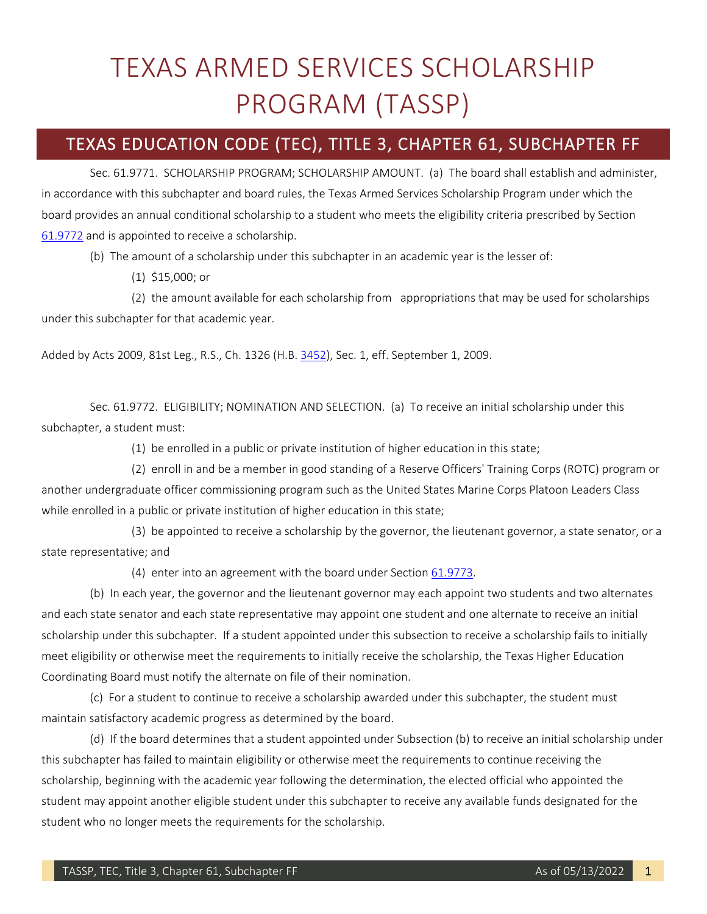# TEXAS ARMED SERVICES SCHOLARSHIP PROGRAM (TASSP)

## TEXAS EDUCATION CODE (TEC), TITLE 3, CHAPTER 61, SUBCHAPTER FF

Sec. 61.9771. SCHOLARSHIP PROGRAM; SCHOLARSHIP AMOUNT. (a) The board shall establish and administer, in accordance with this subchapter and board rules, the Texas Armed Services Scholarship Program under which the board provides an annual conditional scholarship to a student who meets the eligibility criteria prescribed by Section 61.9772 and is appointed to receive a scholarship.

(b) The amount of a scholarship under this subchapter in an academic year is the lesser of:

(1) $15,000; or

(2) the amount available for each scholarship from appropriations that may be used for scholarships under this subchapter for that academic year.

Added by Acts 2009, 81st Leg., R.S., Ch. 1326 (H.B. 3452), Sec. 1, eff. September 1, 2009.

Sec. 61.9772. ELIGIBILITY; NOMINATION AND SELECTION. (a) To receive an initial scholarship under this subchapter, a student must:

(1) be enrolled in a public or private institution of higher education in this state;

(2) enroll in and be a member in good standing of a Reserve Officers' Training Corps (ROTC) program or another undergraduate officer commissioning program such as the United States Marine Corps Platoon Leaders Class while enrolled in a public or private institution of higher education in this state;

(3) be appointed to receive a scholarship by the governor, the lieutenant governor, a state senator, or a state representative; and

(4) enter into an agreement with the board under Section 61.9773.

(b) In each year, the governor and the lieutenant governor may each appoint two students and two alternates and each state senator and each state representative may appoint one student and one alternate to receive an initial scholarship under this subchapter. If a student appointed under this subsection to receive a scholarship fails to initially meet eligibility or otherwise meet the requirements to initially receive the scholarship, the Texas Higher Education Coordinating Board must notify the alternate on file of their nomination.

(c) For a student to continue to receive a scholarship awarded under this subchapter, the student must maintain satisfactory academic progress as determined by the board.

(d) If the board determines that a student appointed under Subsection (b) to receive an initial scholarship under this subchapter has failed to maintain eligibility or otherwise meet the requirements to continue receiving the scholarship, beginning with the academic year following the determination, the elected official who appointed the student may appoint another eligible student under this subchapter to receive any available funds designated for the student who no longer meets the requirements for the scholarship.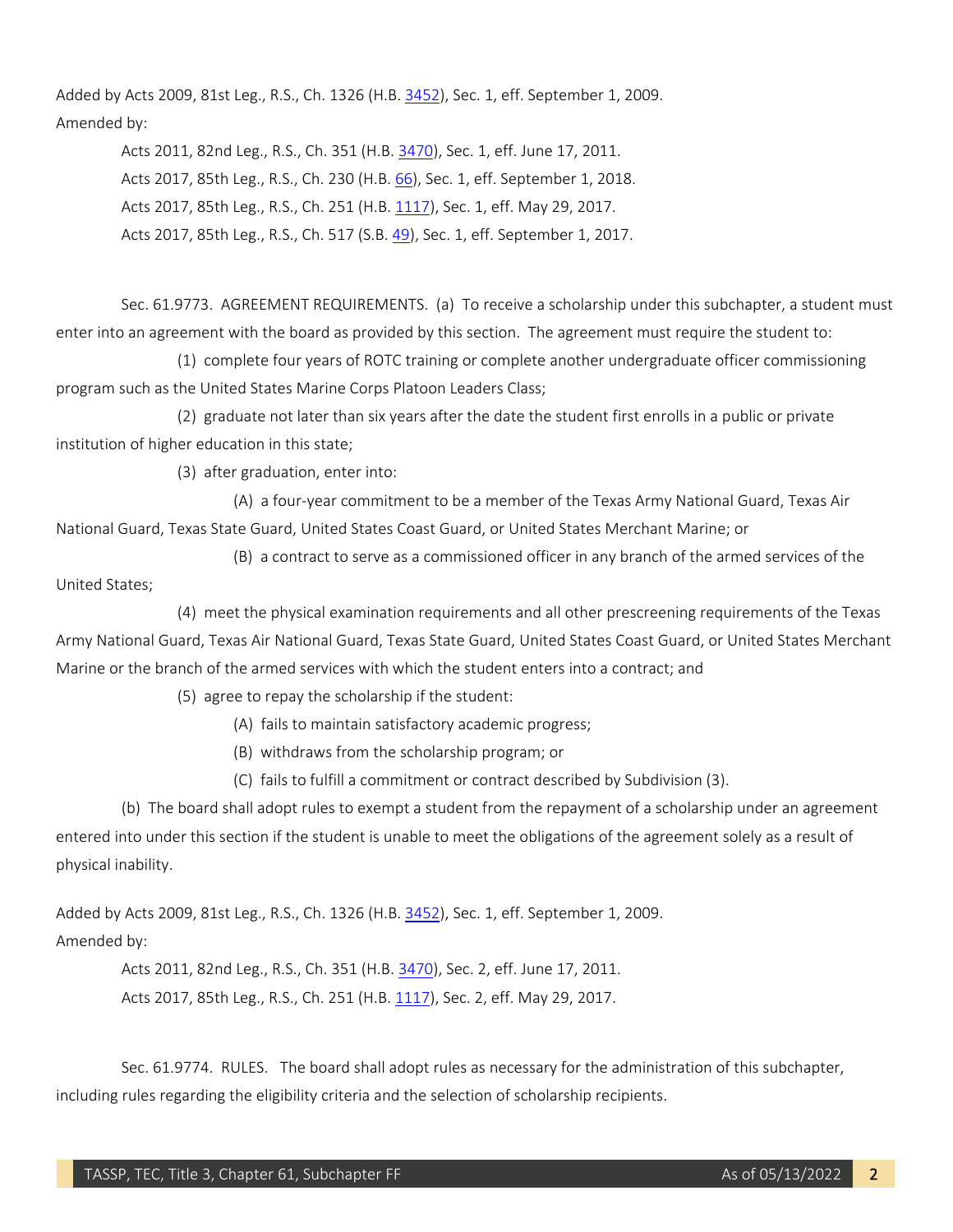Added by Acts 2009, 81st Leg., R.S., Ch. 1326 (H.B. 3452), Sec. 1, eff. September 1, 2009.

Amended by:

Acts 2011, 82nd Leg., R.S., Ch. 351 (H.B. 3470), Sec. 1, eff. June 17, 2011.

Acts 2017, 85th Leg., R.S., Ch. 230 (H.B. 66), Sec. 1, eff. September 1, 2018.

Acts 2017, 85th Leg., R.S., Ch. 251 (H.B. 1117), Sec. 1, eff. May 29, 2017.

Acts 2017, 85th Leg., R.S., Ch. 517 (S.B. 49), Sec. 1, eff. September 1, 2017.

Sec. 61.9773. AGREEMENT REQUIREMENTS. (a) To receive a scholarship under this subchapter, a student must enter into an agreement with the board as provided by this section. The agreement must require the student to:

(1) complete four years of ROTC training or complete another undergraduate officer commissioning program such as the United States Marine Corps Platoon Leaders Class;

(2) graduate not later than six years after the date the student first enrolls in a public or private institution of higher education in this state;

(3) after graduation, enter into:

(A) a four-year commitment to be a member of the Texas Army National Guard, Texas Air National Guard, Texas State Guard, United States Coast Guard, or United States Merchant Marine; or

(B) a contract to serve as a commissioned officer in any branch of the armed services of the United States;

(4) meet the physical examination requirements and all other prescreening requirements of the Texas Army National Guard, Texas Air National Guard, Texas State Guard, United States Coast Guard, or United States Merchant Marine or the branch of the armed services with which the student enters into a contract; and

(5) agree to repay the scholarship if the student:

(A) fails to maintain satisfactory academic progress;

(B) withdraws from the scholarship program; or

(C) fails to fulfill a commitment or contract described by Subdivision (3).

(b) The board shall adopt rules to exempt a student from the repayment of a scholarship under an agreement entered into under this section if the student is unable to meet the obligations of the agreement solely as a result of physical inability.

Added by Acts 2009, 81st Leg., R.S., Ch. 1326 (H.B. 3452), Sec. 1, eff. September 1, 2009.

Amended by:

Acts 2011, 82nd Leg., R.S., Ch. 351 (H.B. 3470), Sec. 2, eff. June 17, 2011.

Acts 2017, 85th Leg., R.S., Ch. 251 (H.B. 1117), Sec. 2, eff. May 29, 2017.

Sec. 61.9774. RULES. The board shall adopt rules as necessary for the administration of this subchapter, including rules regarding the eligibility criteria and the selection of scholarship recipients.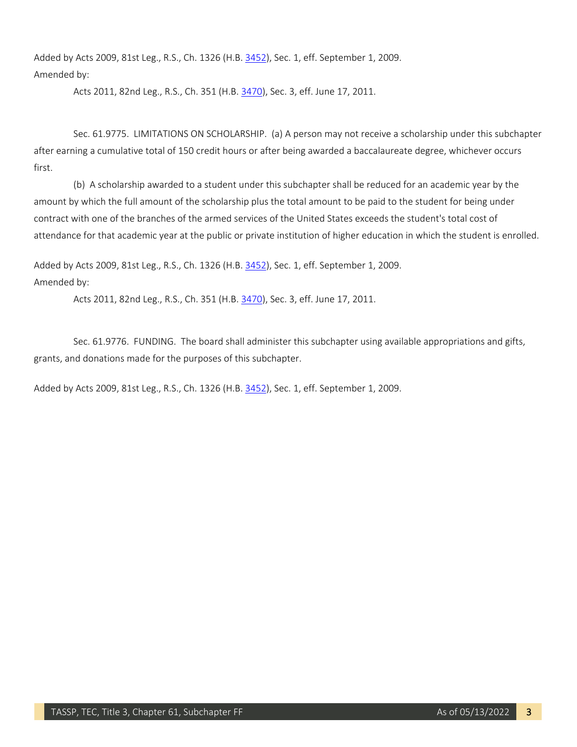Added by Acts 2009, 81st Leg., R.S., Ch. 1326 (H.B. 3452), Sec. 1, eff. September 1, 2009.
Amended by:

Acts 2011, 82nd Leg., R.S., Ch. 351 (H.B. 3470), Sec. 3, eff. June 17, 2011.

Sec. 61.9775. LIMITATIONS ON SCHOLARSHIP. (a) A person may not receive a scholarship under this subchapter after earning a cumulative total of 150 credit hours or after being awarded a baccalaureate degree, whichever occurs first.

(b) A scholarship awarded to a student under this subchapter shall be reduced for an academic year by the amount by which the full amount of the scholarship plus the total amount to be paid to the student for being under contract with one of the branches of the armed services of the United States exceeds the student's total cost of attendance for that academic year at the public or private institution of higher education in which the student is enrolled.

Added by Acts 2009, 81st Leg., R.S., Ch. 1326 (H.B. 3452), Sec. 1, eff. September 1, 2009.
Amended by:

Acts 2011, 82nd Leg., R.S., Ch. 351 (H.B. 3470), Sec. 3, eff. June 17, 2011.

Sec. 61.9776. FUNDING. The board shall administer this subchapter using available appropriations and gifts, grants, and donations made for the purposes of this subchapter.

Added by Acts 2009, 81st Leg., R.S., Ch. 1326 (H.B. 3452), Sec. 1, eff. September 1, 2009.